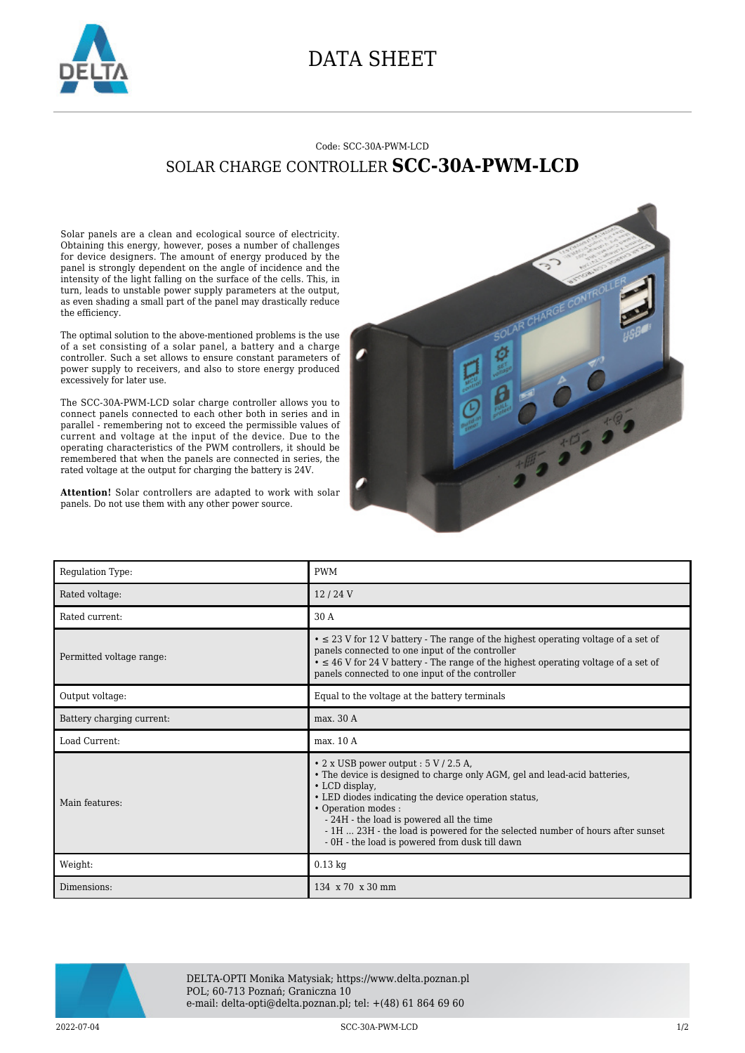# DATA SHEET

Code: SCC-30A-PWM-LCD

## SOLAR CHARGE CONTROLLER **SCC-30A-PWM-LCD**

Solar panels are a clean and ecological source of electricity. Obtaining this energy, however, poses a number of challenges for device designers. The amount of energy produced by the panel is strongly dependent on the angle of incidence and the intensity of the light falling on the surface of the cells. This, in turn, leads to unstable power supply parameters at the output, as even shading a small part of the panel may drastically reduce the efficiency.

The optimal solution to the above-mentioned problems is the use of a set consisting of a solar panel, a battery and a charge controller. Such a set allows to ensure constant parameters of power supply to receivers, and also to store energy produced excessively for later use.

The SCC-30A-PWM-LCD solar charge controller allows you to connect panels connected to each other both in series and in parallel - remembering not to exceed the permissible values of current and voltage at the input of the device. Due to the operating characteristics of the PWM controllers, it should be remembered that when the panels are connected in series, the rated voltage at the output for charging the battery is 24V.

**Attention!** Solar controllers are adapted to work with solar panels. Do not use them with any other power source.

| | |
|---|---|
| Regulation Type: | PWM |
| Rated voltage: | 12 / 24 V |
| Rated current: | 30 A |
| Permitted voltage range: | • ≤ 23 V for 12 V battery - The range of the highest operating voltage of a set of panels connected to one input of the controller<br>• ≤ 46 V for 24 V battery - The range of the highest operating voltage of a set of panels connected to one input of the controller |
| Output voltage: | Equal to the voltage at the battery terminals |
| Battery charging current: | max. 30 A |
| Load Current: | max. 10 A |
| Main features: | • 2 x USB power output : 5 V / 2.5 A,<br>• The device is designed to charge only AGM, gel and lead-acid batteries,<br>• LCD display,<br>• LED diodes indicating the device operation status,<br>• Operation modes :<br>- 24H - the load is powered all the time<br>- 1H ... 23H - the load is powered for the selected number of hours after sunset<br>- 0H - the load is powered from dusk till dawn |
| Weight: | 0.13 kg |
| Dimensions: | 134 x 70 x 30 mm |

DELTA-OPTI Monika Matysiak; https://www.delta.poznan.pl
POL; 60-713 Poznań; Graniczna 10
e-mail: delta-opti@delta.poznan.pl; tel: +(48) 61 864 69 60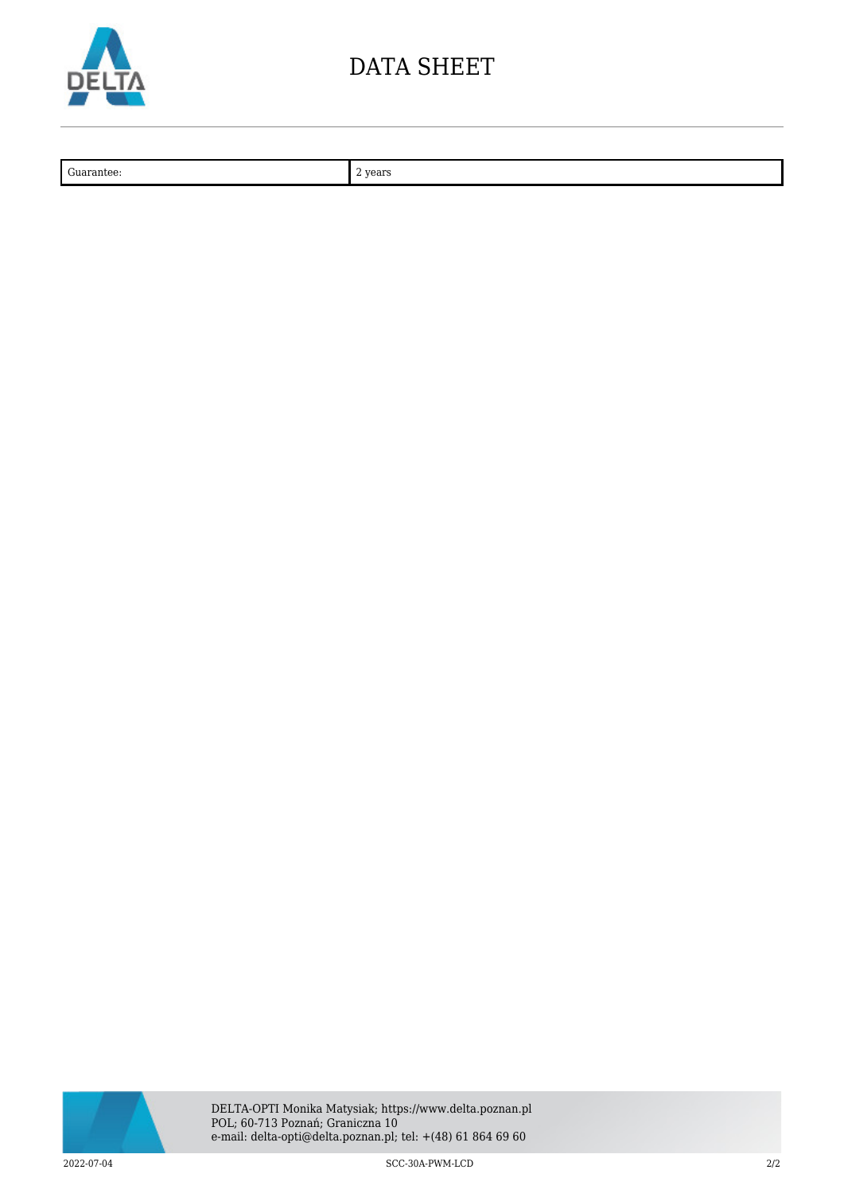# DATA SHEET

| | |
|---|---|
| Guarantee: | 2 years |

DELTA-OPTI Monika Matysiak; https://www.delta.poznan.pl
POL; 60-713 Poznań; Graniczna 10
e-mail: delta-opti@delta.poznan.pl; tel: +(48) 61 864 69 60